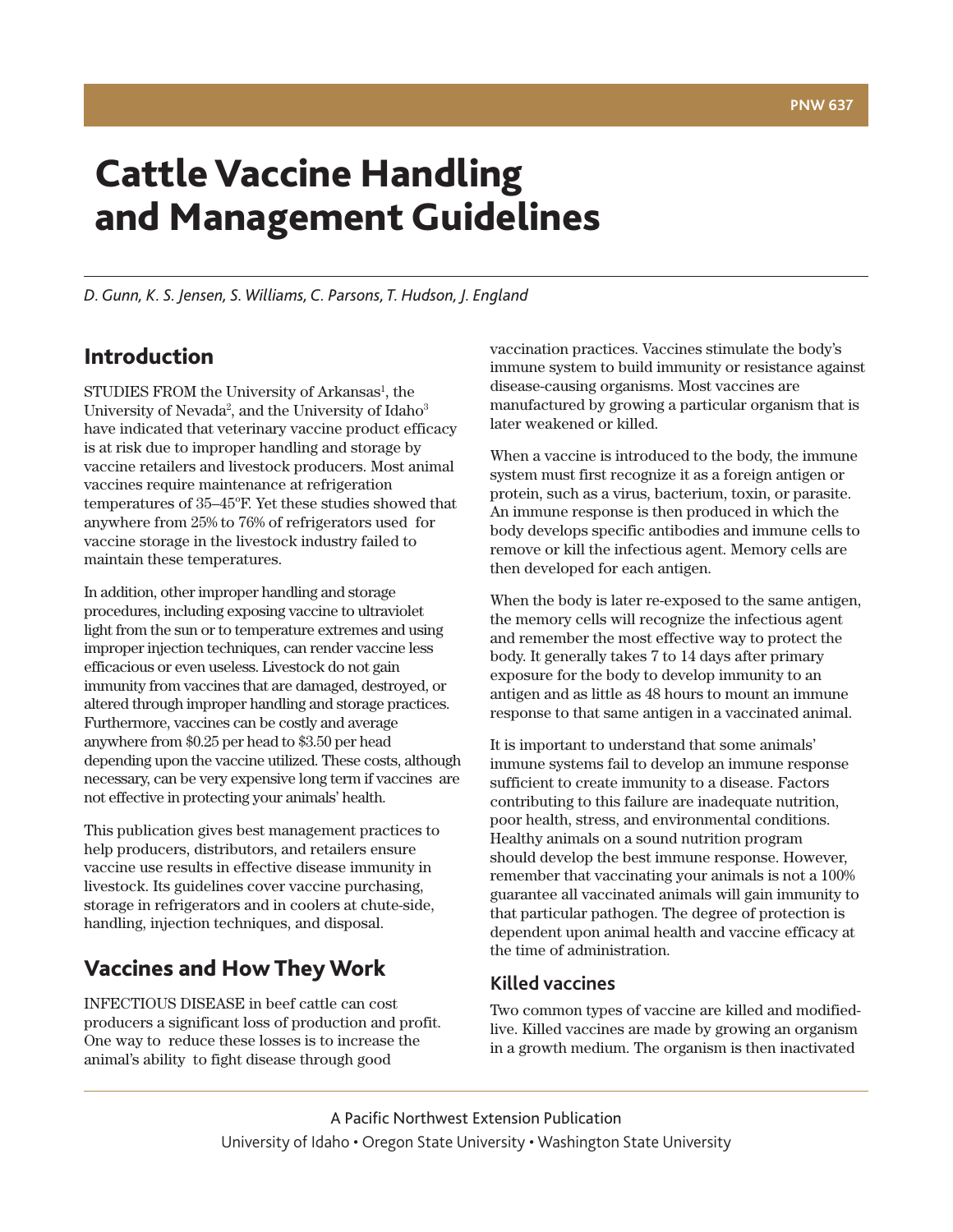PNW 637

# Cattle Vaccine Handling and Management Guidelines

*D. Gunn, K. S. Jensen, S. Williams, C. Parsons, T. Hudson, J. England*

## Introduction

STUDIES FROM the University of Arkansas[1], the University of Nevada[2], and the University of Idaho[3] have indicated that veterinary vaccine product efficacy is at risk due to improper handling and storage by vaccine retailers and livestock producers. Most animal vaccines require maintenance at refrigeration temperatures of 35–45°F. Yet these studies showed that anywhere from 25% to 76% of refrigerators used for vaccine storage in the livestock industry failed to maintain these temperatures.

In addition, other improper handling and storage procedures, including exposing vaccine to ultraviolet light from the sun or to temperature extremes and using improper injection techniques, can render vaccine less efficacious or even useless. Livestock do not gain immunity from vaccines that are damaged, destroyed, or altered through improper handling and storage practices. Furthermore, vaccines can be costly and average anywhere from $0.25 per head to $3.50 per head depending upon the vaccine utilized. These costs, although necessary, can be very expensive long term if vaccines are not effective in protecting your animals' health.

This publication gives best management practices to help producers, distributors, and retailers ensure vaccine use results in effective disease immunity in livestock. Its guidelines cover vaccine purchasing, storage in refrigerators and in coolers at chute-side, handling, injection techniques, and disposal.

## Vaccines and How They Work

INFECTIOUS DISEASE in beef cattle can cost producers a significant loss of production and profit. One way to reduce these losses is to increase the animal's ability to fight disease through good vaccination practices. Vaccines stimulate the body's immune system to build immunity or resistance against disease-causing organisms. Most vaccines are manufactured by growing a particular organism that is later weakened or killed.

When a vaccine is introduced to the body, the immune system must first recognize it as a foreign antigen or protein, such as a virus, bacterium, toxin, or parasite. An immune response is then produced in which the body develops specific antibodies and immune cells to remove or kill the infectious agent. Memory cells are then developed for each antigen.

When the body is later re-exposed to the same antigen, the memory cells will recognize the infectious agent and remember the most effective way to protect the body. It generally takes 7 to 14 days after primary exposure for the body to develop immunity to an antigen and as little as 48 hours to mount an immune response to that same antigen in a vaccinated animal.

It is important to understand that some animals' immune systems fail to develop an immune response sufficient to create immunity to a disease. Factors contributing to this failure are inadequate nutrition, poor health, stress, and environmental conditions. Healthy animals on a sound nutrition program should develop the best immune response. However, remember that vaccinating your animals is not a 100% guarantee all vaccinated animals will gain immunity to that particular pathogen. The degree of protection is dependent upon animal health and vaccine efficacy at the time of administration.

### Killed vaccines

Two common types of vaccine are killed and modified-live. Killed vaccines are made by growing an organism in a growth medium. The organism is then inactivated

A Pacific Northwest Extension Publication
University of Idaho • Oregon State University • Washington State University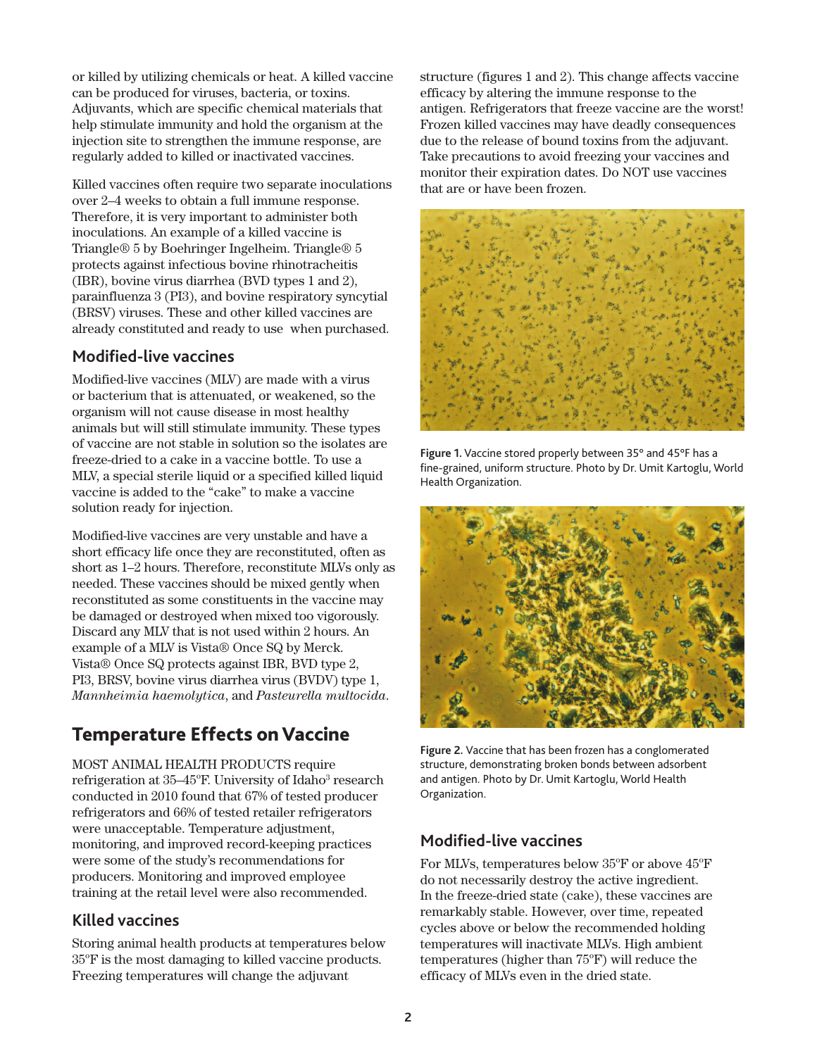or killed by utilizing chemicals or heat. A killed vaccine can be produced for viruses, bacteria, or toxins. Adjuvants, which are specific chemical materials that help stimulate immunity and hold the organism at the injection site to strengthen the immune response, are regularly added to killed or inactivated vaccines.

Killed vaccines often require two separate inoculations over 2–4 weeks to obtain a full immune response. Therefore, it is very important to administer both inoculations. An example of a killed vaccine is Triangle® 5 by Boehringer Ingelheim. Triangle® 5 protects against infectious bovine rhinotracheitis (IBR), bovine virus diarrhea (BVD types 1 and 2), parainfluenza 3 (PI3), and bovine respiratory syncytial (BRSV) viruses. These and other killed vaccines are already constituted and ready to use when purchased.

### Modified-live vaccines

Modified-live vaccines (MLV) are made with a virus or bacterium that is attenuated, or weakened, so the organism will not cause disease in most healthy animals but will still stimulate immunity. These types of vaccine are not stable in solution so the isolates are freeze-dried to a cake in a vaccine bottle. To use a MLV, a special sterile liquid or a specified killed liquid vaccine is added to the "cake" to make a vaccine solution ready for injection.

Modified-live vaccines are very unstable and have a short efficacy life once they are reconstituted, often as short as 1–2 hours. Therefore, reconstitute MLVs only as needed. These vaccines should be mixed gently when reconstituted as some constituents in the vaccine may be damaged or destroyed when mixed too vigorously. Discard any MLV that is not used within 2 hours. An example of a MLV is Vista® Once SQ by Merck. Vista® Once SQ protects against IBR, BVD type 2, PI3, BRSV, bovine virus diarrhea virus (BVDV) type 1, *Mannheimia haemolytica*, and *Pasteurella multocida*.

## Temperature Effects on Vaccine

MOST ANIMAL HEALTH PRODUCTS require refrigeration at 35–45°F. University of Idaho[3] research conducted in 2010 found that 67% of tested producer refrigerators and 66% of tested retailer refrigerators were unacceptable. Temperature adjustment, monitoring, and improved record-keeping practices were some of the study's recommendations for producers. Monitoring and improved employee training at the retail level were also recommended.

### Killed vaccines

Storing animal health products at temperatures below 35°F is the most damaging to killed vaccine products. Freezing temperatures will change the adjuvant structure (figures 1 and 2). This change affects vaccine efficacy by altering the immune response to the antigen. Refrigerators that freeze vaccine are the worst! Frozen killed vaccines may have deadly consequences due to the release of bound toxins from the adjuvant. Take precautions to avoid freezing your vaccines and monitor their expiration dates. Do NOT use vaccines that are or have been frozen.

**Figure 1.** Vaccine stored properly between 35° and 45°F has a fine-grained, uniform structure. Photo by Dr. Umit Kartoglu, World Health Organization.

**Figure 2.** Vaccine that has been frozen has a conglomerated structure, demonstrating broken bonds between adsorbent and antigen. Photo by Dr. Umit Kartoglu, World Health Organization.

### Modified-live vaccines

For MLVs, temperatures below 35°F or above 45°F do not necessarily destroy the active ingredient. In the freeze-dried state (cake), these vaccines are remarkably stable. However, over time, repeated cycles above or below the recommended holding temperatures will inactivate MLVs. High ambient temperatures (higher than 75°F) will reduce the efficacy of MLVs even in the dried state.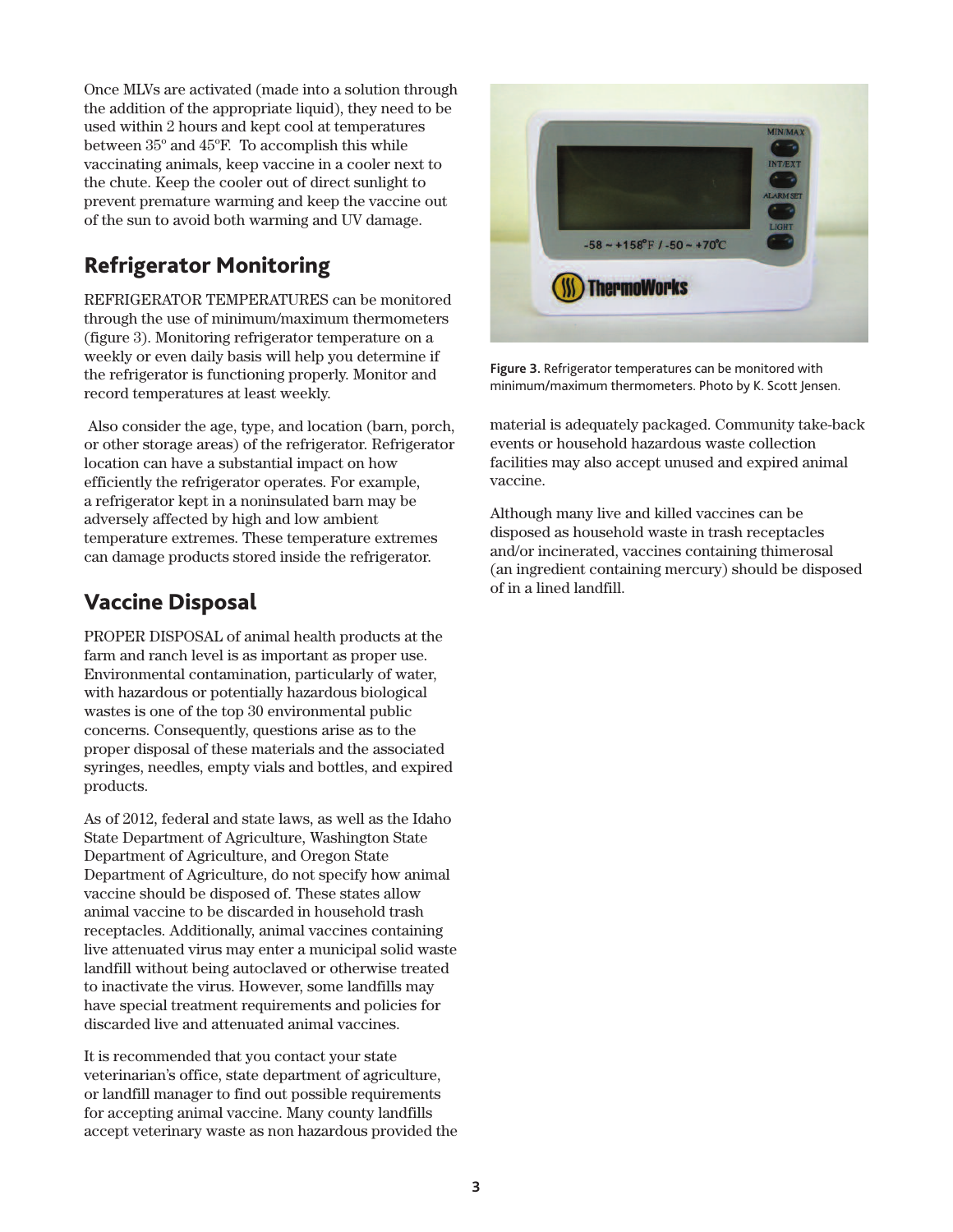Once MLVs are activated (made into a solution through the addition of the appropriate liquid), they need to be used within 2 hours and kept cool at temperatures between 35° and 45°F. To accomplish this while vaccinating animals, keep vaccine in a cooler next to the chute. Keep the cooler out of direct sunlight to prevent premature warming and keep the vaccine out of the sun to avoid both warming and UV damage.

## Refrigerator Monitoring

REFRIGERATOR TEMPERATURES can be monitored through the use of minimum/maximum thermometers (figure 3). Monitoring refrigerator temperature on a weekly or even daily basis will help you determine if the refrigerator is functioning properly. Monitor and record temperatures at least weekly.

Also consider the age, type, and location (barn, porch, or other storage areas) of the refrigerator. Refrigerator location can have a substantial impact on how efficiently the refrigerator operates. For example, a refrigerator kept in a noninsulated barn may be adversely affected by high and low ambient temperature extremes. These temperature extremes can damage products stored inside the refrigerator.

## Vaccine Disposal

PROPER DISPOSAL of animal health products at the farm and ranch level is as important as proper use. Environmental contamination, particularly of water, with hazardous or potentially hazardous biological wastes is one of the top 30 environmental public concerns. Consequently, questions arise as to the proper disposal of these materials and the associated syringes, needles, empty vials and bottles, and expired products.

As of 2012, federal and state laws, as well as the Idaho State Department of Agriculture, Washington State Department of Agriculture, and Oregon State Department of Agriculture, do not specify how animal vaccine should be disposed of. These states allow animal vaccine to be discarded in household trash receptacles. Additionally, animal vaccines containing live attenuated virus may enter a municipal solid waste landfill without being autoclaved or otherwise treated to inactivate the virus. However, some landfills may have special treatment requirements and policies for discarded live and attenuated animal vaccines.

It is recommended that you contact your state veterinarian's office, state department of agriculture, or landfill manager to find out possible requirements for accepting animal vaccine. Many county landfills accept veterinary waste as non hazardous provided the material is adequately packaged. Community take-back events or household hazardous waste collection facilities may also accept unused and expired animal vaccine.

Although many live and killed vaccines can be disposed as household waste in trash receptacles and/or incinerated, vaccines containing thimerosal (an ingredient containing mercury) should be disposed of in a lined landfill.

**Figure 3.** Refrigerator temperatures can be monitored with minimum/maximum thermometers. Photo by K. Scott Jensen.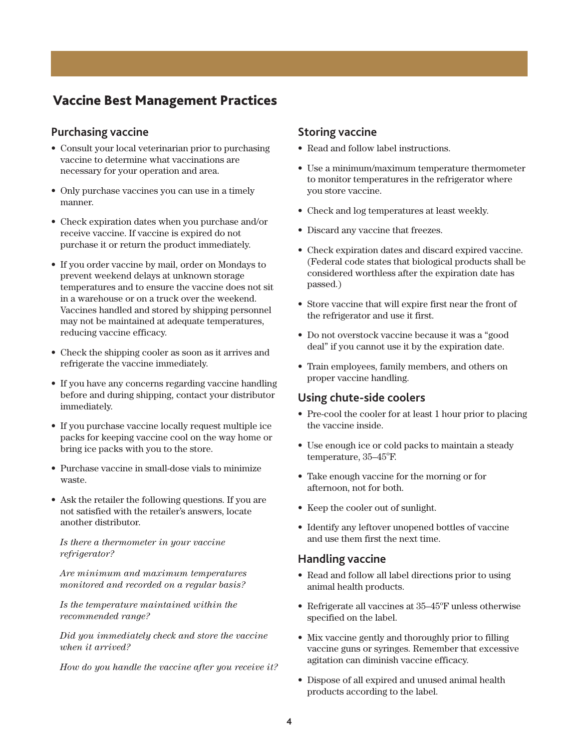# Vaccine Best Management Practices

## Purchasing vaccine

- Consult your local veterinarian prior to purchasing vaccine to determine what vaccinations are necessary for your operation and area.
- Only purchase vaccines you can use in a timely manner.
- Check expiration dates when you purchase and/or receive vaccine. If vaccine is expired do not purchase it or return the product immediately.
- If you order vaccine by mail, order on Mondays to prevent weekend delays at unknown storage temperatures and to ensure the vaccine does not sit in a warehouse or on a truck over the weekend. Vaccines handled and stored by shipping personnel may not be maintained at adequate temperatures, reducing vaccine efficacy.
- Check the shipping cooler as soon as it arrives and refrigerate the vaccine immediately.
- If you have any concerns regarding vaccine handling before and during shipping, contact your distributor immediately.
- If you purchase vaccine locally request multiple ice packs for keeping vaccine cool on the way home or bring ice packs with you to the store.
- Purchase vaccine in small-dose vials to minimize waste.
- Ask the retailer the following questions. If you are not satisfied with the retailer's answers, locate another distributor.

  *Is there a thermometer in your vaccine refrigerator?*

  *Are minimum and maximum temperatures monitored and recorded on a regular basis?*

  *Is the temperature maintained within the recommended range?*

  *Did you immediately check and store the vaccine when it arrived?*

  *How do you handle the vaccine after you receive it?*

## Storing vaccine

- Read and follow label instructions.
- Use a minimum/maximum temperature thermometer to monitor temperatures in the refrigerator where you store vaccine.
- Check and log temperatures at least weekly.
- Discard any vaccine that freezes.
- Check expiration dates and discard expired vaccine. (Federal code states that biological products shall be considered worthless after the expiration date has passed.)
- Store vaccine that will expire first near the front of the refrigerator and use it first.
- Do not overstock vaccine because it was a "good deal" if you cannot use it by the expiration date.
- Train employees, family members, and others on proper vaccine handling.

## Using chute-side coolers

- Pre-cool the cooler for at least 1 hour prior to placing the vaccine inside.
- Use enough ice or cold packs to maintain a steady temperature, 35–45°F.
- Take enough vaccine for the morning or for afternoon, not for both.
- Keep the cooler out of sunlight.
- Identify any leftover unopened bottles of vaccine and use them first the next time.

## Handling vaccine

- Read and follow all label directions prior to using animal health products.
- Refrigerate all vaccines at 35–45°F unless otherwise specified on the label.
- Mix vaccine gently and thoroughly prior to filling vaccine guns or syringes. Remember that excessive agitation can diminish vaccine efficacy.
- Dispose of all expired and unused animal health products according to the label.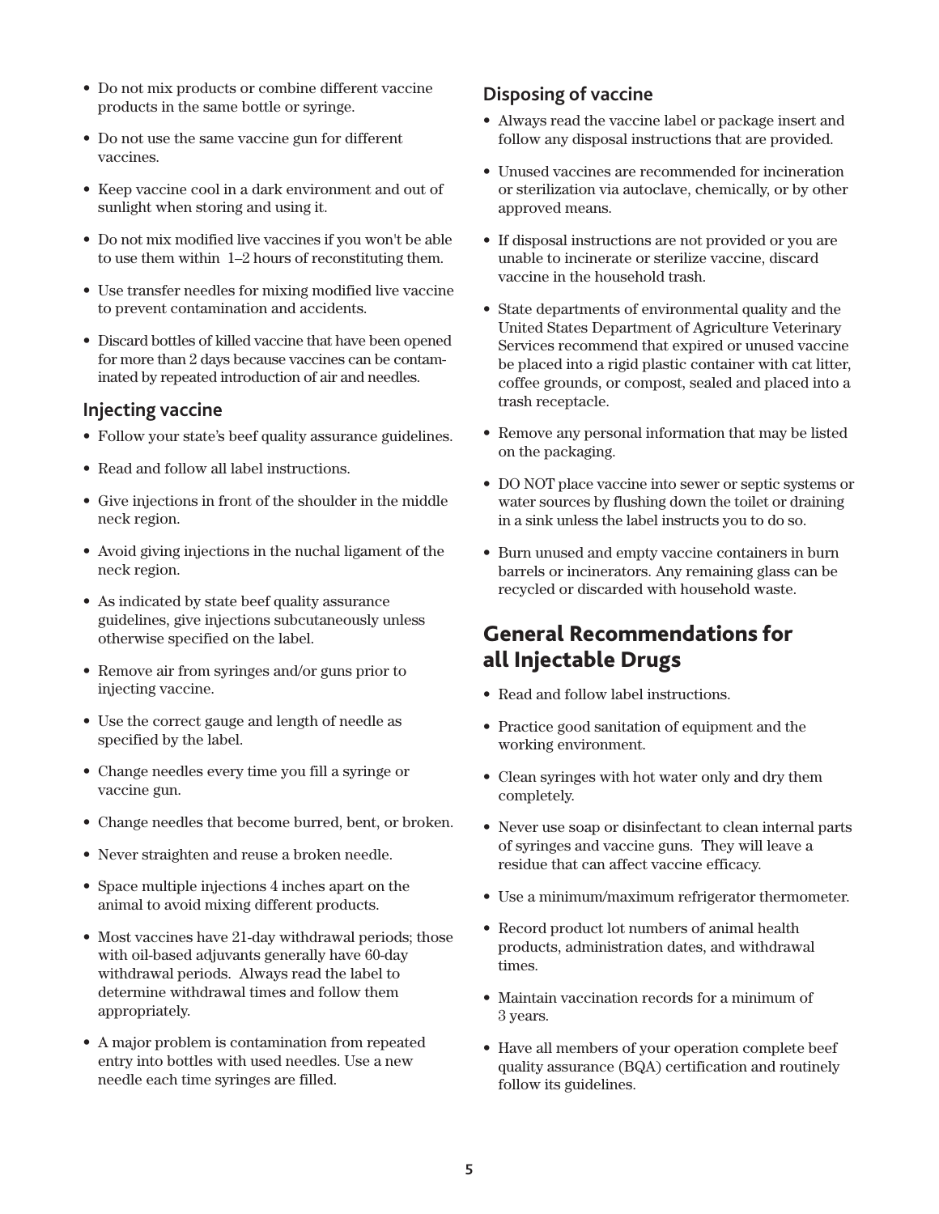- Do not mix products or combine different vaccine products in the same bottle or syringe.
- Do not use the same vaccine gun for different vaccines.
- Keep vaccine cool in a dark environment and out of sunlight when storing and using it.
- Do not mix modified live vaccines if you won't be able to use them within 1–2 hours of reconstituting them.
- Use transfer needles for mixing modified live vaccine to prevent contamination and accidents.
- Discard bottles of killed vaccine that have been opened for more than 2 days because vaccines can be contaminated by repeated introduction of air and needles.

### Injecting vaccine

- Follow your state's beef quality assurance guidelines.
- Read and follow all label instructions.
- Give injections in front of the shoulder in the middle neck region.
- Avoid giving injections in the nuchal ligament of the neck region.
- As indicated by state beef quality assurance guidelines, give injections subcutaneously unless otherwise specified on the label.
- Remove air from syringes and/or guns prior to injecting vaccine.
- Use the correct gauge and length of needle as specified by the label.
- Change needles every time you fill a syringe or vaccine gun.
- Change needles that become burred, bent, or broken.
- Never straighten and reuse a broken needle.
- Space multiple injections 4 inches apart on the animal to avoid mixing different products.
- Most vaccines have 21-day withdrawal periods; those with oil-based adjuvants generally have 60-day withdrawal periods. Always read the label to determine withdrawal times and follow them appropriately.
- A major problem is contamination from repeated entry into bottles with used needles. Use a new needle each time syringes are filled.

### Disposing of vaccine

- Always read the vaccine label or package insert and follow any disposal instructions that are provided.
- Unused vaccines are recommended for incineration or sterilization via autoclave, chemically, or by other approved means.
- If disposal instructions are not provided or you are unable to incinerate or sterilize vaccine, discard vaccine in the household trash.
- State departments of environmental quality and the United States Department of Agriculture Veterinary Services recommend that expired or unused vaccine be placed into a rigid plastic container with cat litter, coffee grounds, or compost, sealed and placed into a trash receptacle.
- Remove any personal information that may be listed on the packaging.
- DO NOT place vaccine into sewer or septic systems or water sources by flushing down the toilet or draining in a sink unless the label instructs you to do so.
- Burn unused and empty vaccine containers in burn barrels or incinerators. Any remaining glass can be recycled or discarded with household waste.

## General Recommendations for all Injectable Drugs

- Read and follow label instructions.
- Practice good sanitation of equipment and the working environment.
- Clean syringes with hot water only and dry them completely.
- Never use soap or disinfectant to clean internal parts of syringes and vaccine guns. They will leave a residue that can affect vaccine efficacy.
- Use a minimum/maximum refrigerator thermometer.
- Record product lot numbers of animal health products, administration dates, and withdrawal times.
- Maintain vaccination records for a minimum of 3 years.
- Have all members of your operation complete beef quality assurance (BQA) certification and routinely follow its guidelines.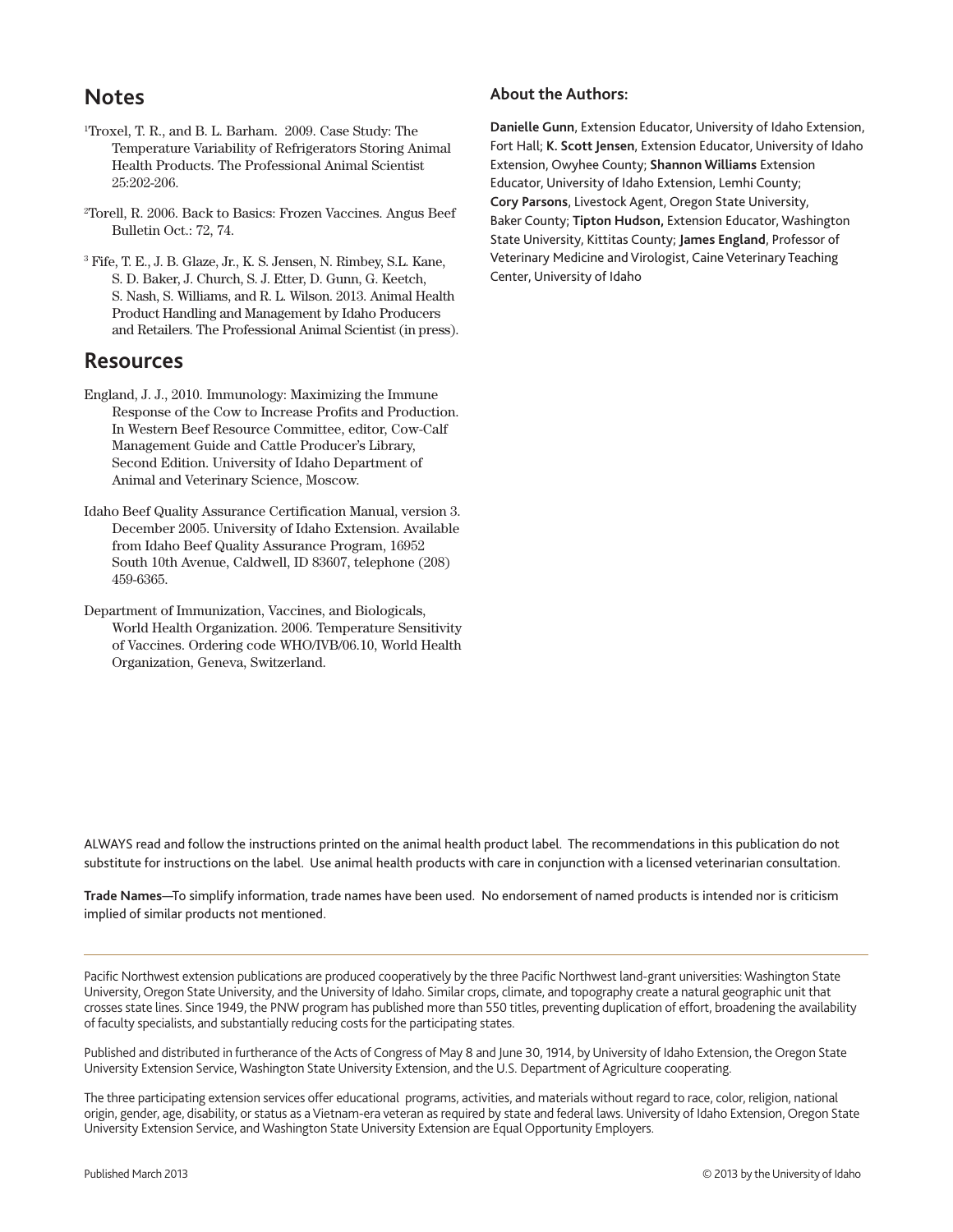## Notes

[1]Troxel, T. R., and B. L. Barham. 2009. Case Study: The Temperature Variability of Refrigerators Storing Animal Health Products. The Professional Animal Scientist 25:202-206.

[2]Torell, R. 2006. Back to Basics: Frozen Vaccines. Angus Beef Bulletin Oct.: 72, 74.

[3] Fife, T. E., J. B. Glaze, Jr., K. S. Jensen, N. Rimbey, S.L. Kane, S. D. Baker, J. Church, S. J. Etter, D. Gunn, G. Keetch, S. Nash, S. Williams, and R. L. Wilson. 2013. Animal Health Product Handling and Management by Idaho Producers and Retailers. The Professional Animal Scientist (in press).

## Resources

England, J. J., 2010. Immunology: Maximizing the Immune Response of the Cow to Increase Profits and Production. In Western Beef Resource Committee, editor, Cow-Calf Management Guide and Cattle Producer's Library, Second Edition. University of Idaho Department of Animal and Veterinary Science, Moscow.

Idaho Beef Quality Assurance Certification Manual, version 3. December 2005. University of Idaho Extension. Available from Idaho Beef Quality Assurance Program, 16952 South 10th Avenue, Caldwell, ID 83607, telephone (208) 459-6365.

Department of Immunization, Vaccines, and Biologicals, World Health Organization. 2006. Temperature Sensitivity of Vaccines. Ordering code WHO/IVB/06.10, World Health Organization, Geneva, Switzerland.

### About the Authors:

**Danielle Gunn**, Extension Educator, University of Idaho Extension, Fort Hall; **K. Scott Jensen**, Extension Educator, University of Idaho Extension, Owyhee County; **Shannon Williams** Extension Educator, University of Idaho Extension, Lemhi County; **Cory Parsons**, Livestock Agent, Oregon State University, Baker County; **Tipton Hudson,** Extension Educator, Washington State University, Kittitas County; **James England**, Professor of Veterinary Medicine and Virologist, Caine Veterinary Teaching Center, University of Idaho

ALWAYS read and follow the instructions printed on the animal health product label. The recommendations in this publication do not substitute for instructions on the label. Use animal health products with care in conjunction with a licensed veterinarian consultation.

**Trade Names**—To simplify information, trade names have been used. No endorsement of named products is intended nor is criticism implied of similar products not mentioned.

---

Pacific Northwest extension publications are produced cooperatively by the three Pacific Northwest land-grant universities: Washington State University, Oregon State University, and the University of Idaho. Similar crops, climate, and topography create a natural geographic unit that crosses state lines. Since 1949, the PNW program has published more than 550 titles, preventing duplication of effort, broadening the availability of faculty specialists, and substantially reducing costs for the participating states.

Published and distributed in furtherance of the Acts of Congress of May 8 and June 30, 1914, by University of Idaho Extension, the Oregon State University Extension Service, Washington State University Extension, and the U.S. Department of Agriculture cooperating.

The three participating extension services offer educational programs, activities, and materials without regard to race, color, religion, national origin, gender, age, disability, or status as a Vietnam-era veteran as required by state and federal laws. University of Idaho Extension, Oregon State University Extension Service, and Washington State University Extension are Equal Opportunity Employers.

Published March 2013

© 2013 by the University of Idaho